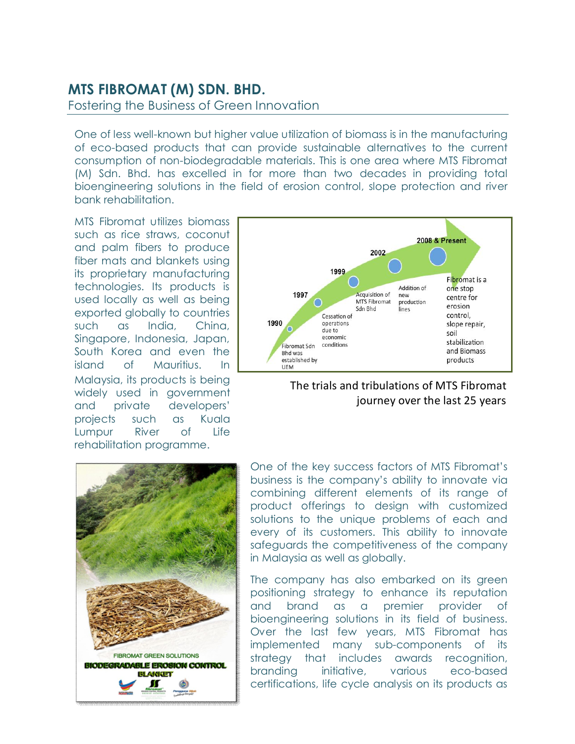## MTS FIBROMAT (M) SDN. BHD.

Fostering the Business of Green Innovation

One of less well-known but higher value utilization of biomass is in the manufacturing of eco-based products that can provide sustainable alternatives to the current consumption of non-biodegradable materials. This is one area where MTS Fibromat (M) Sdn. Bhd. has excelled in for more than two decades in providing total bioengineering solutions in the field of erosion control, slope protection and river bank rehabilitation.

MTS Fibromat utilizes biomass such as rice straws, coconut and palm fibers to produce fiber mats and blankets using its proprietary manufacturing technologies. Its products is used locally as well as being exported globally to countries such as India, China, Singapore, Indonesia, Japan, South Korea and even the island of Mauritius. In Malaysia, its products is being widely used in government and private developers' projects such as Kuala Lumpur River of Life rehabilitation programme.

- **1990** – Fibromat Sdn Bhd was established by UEM
- **1997** – Cessation of operations due to economic conditions
- **1999** – Acquisition of MTS Fibromat Sdn Bhd
- **2002** – Addition of new production lines
- **2008 & Present** – Fibromat is a one stop centre for erosion control, slope repair, soil stabilization and Biomass products

The trials and tribulations of MTS Fibromat journey over the last 25 years

FIBROMAT GREEN SOLUTIONS
BIODEGRADABLE EROSION CONTROL BLANKET

One of the key success factors of MTS Fibromat's business is the company's ability to innovate via combining different elements of its range of product offerings to design with customized solutions to the unique problems of each and every of its customers. This ability to innovate safeguards the competitiveness of the company in Malaysia as well as globally.

The company has also embarked on its green positioning strategy to enhance its reputation and brand as a premier provider of bioengineering solutions in its field of business. Over the last few years, MTS Fibromat has implemented many sub-components of its strategy that includes awards recognition, branding initiative, various eco-based certifications, life cycle analysis on its products as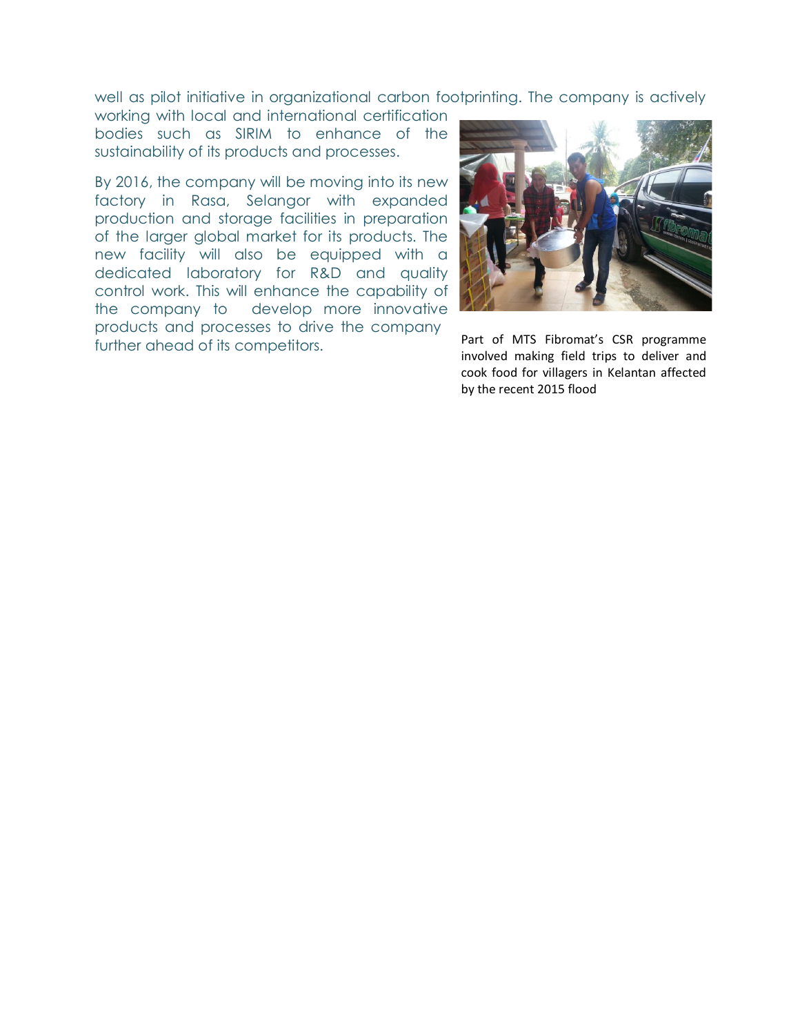well as pilot initiative in organizational carbon footprinting. The company is actively working with local and international certification bodies such as SIRIM to enhance of the sustainability of its products and processes.

By 2016, the company will be moving into its new factory in Rasa, Selangor with expanded production and storage facilities in preparation of the larger global market for its products. The new facility will also be equipped with a dedicated laboratory for R&D and quality control work. This will enhance the capability of the company to develop more innovative products and processes to drive the company further ahead of its competitors.

Part of MTS Fibromat's CSR programme involved making field trips to deliver and cook food for villagers in Kelantan affected by the recent 2015 flood